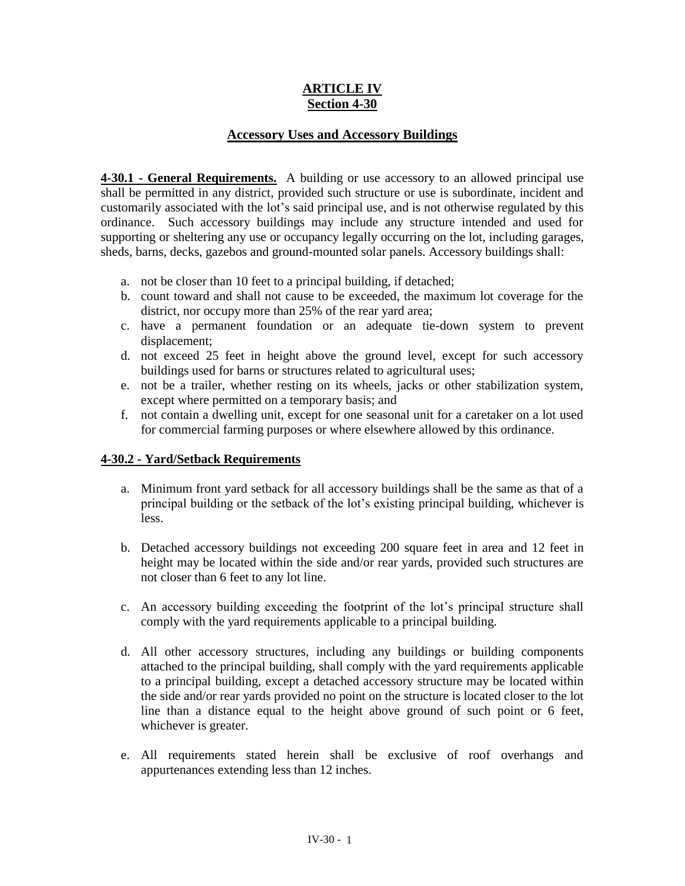# ARTICLE IV
# Section 4-30

## Accessory Uses and Accessory Buildings

**4-30.1 - General Requirements.** A building or use accessory to an allowed principal use shall be permitted in any district, provided such structure or use is subordinate, incident and customarily associated with the lot's said principal use, and is not otherwise regulated by this ordinance. Such accessory buildings may include any structure intended and used for supporting or sheltering any use or occupancy legally occurring on the lot, including garages, sheds, barns, decks, gazebos and ground-mounted solar panels. Accessory buildings shall:

a. not be closer than 10 feet to a principal building, if detached;
b. count toward and shall not cause to be exceeded, the maximum lot coverage for the district, nor occupy more than 25% of the rear yard area;
c. have a permanent foundation or an adequate tie-down system to prevent displacement;
d. not exceed 25 feet in height above the ground level, except for such accessory buildings used for barns or structures related to agricultural uses;
e. not be a trailer, whether resting on its wheels, jacks or other stabilization system, except where permitted on a temporary basis; and
f. not contain a dwelling unit, except for one seasonal unit for a caretaker on a lot used for commercial farming purposes or where elsewhere allowed by this ordinance.

**4-30.2 - Yard/Setback Requirements**

a. Minimum front yard setback for all accessory buildings shall be the same as that of a principal building or the setback of the lot's existing principal building, whichever is less.

b. Detached accessory buildings not exceeding 200 square feet in area and 12 feet in height may be located within the side and/or rear yards, provided such structures are not closer than 6 feet to any lot line.

c. An accessory building exceeding the footprint of the lot's principal structure shall comply with the yard requirements applicable to a principal building.

d. All other accessory structures, including any buildings or building components attached to the principal building, shall comply with the yard requirements applicable to a principal building, except a detached accessory structure may be located within the side and/or rear yards provided no point on the structure is located closer to the lot line than a distance equal to the height above ground of such point or 6 feet, whichever is greater.

e. All requirements stated herein shall be exclusive of roof overhangs and appurtenances extending less than 12 inches.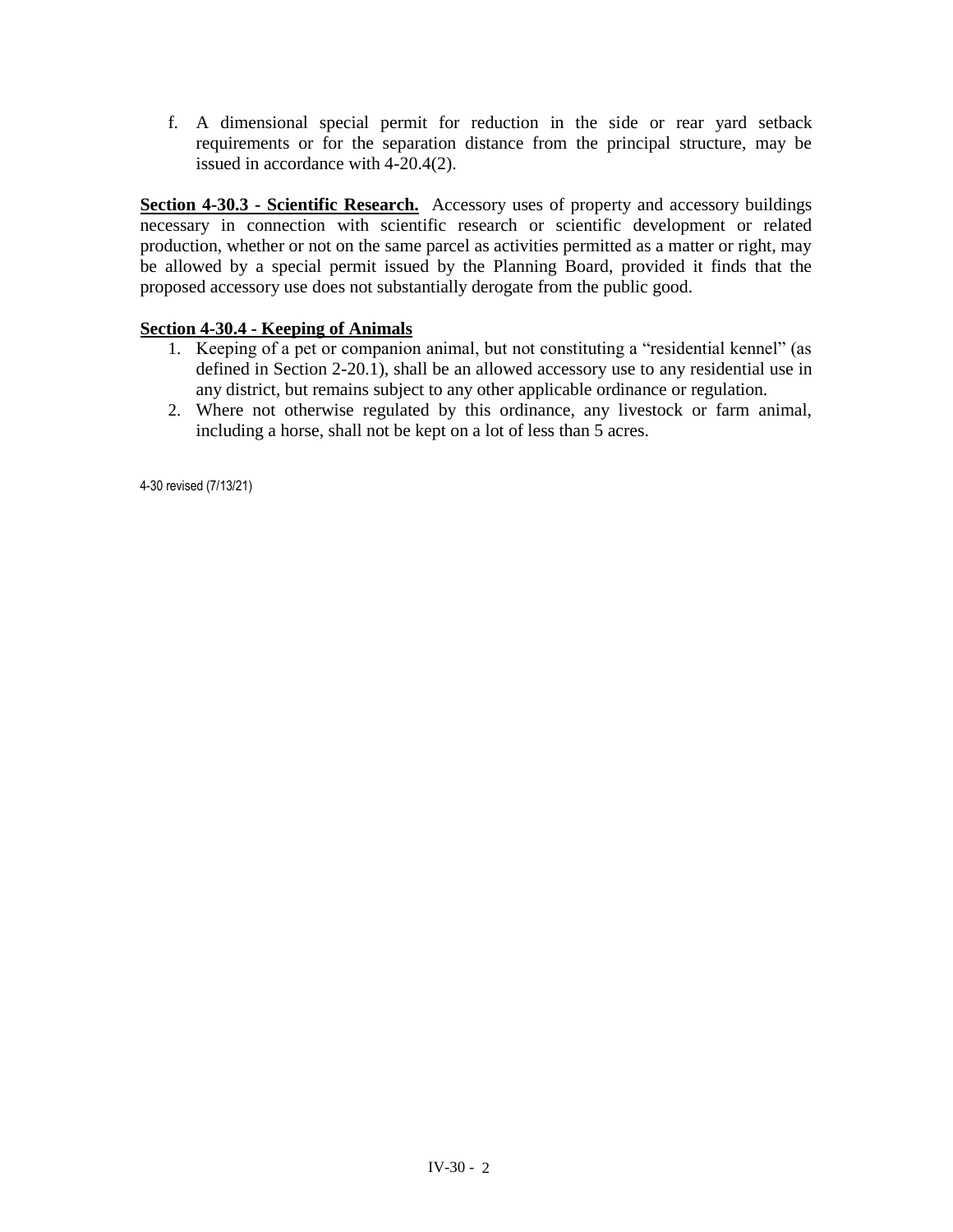f. A dimensional special permit for reduction in the side or rear yard setback requirements or for the separation distance from the principal structure, may be issued in accordance with 4-20.4(2).

**Section 4-30.3 - Scientific Research.** Accessory uses of property and accessory buildings necessary in connection with scientific research or scientific development or related production, whether or not on the same parcel as activities permitted as a matter or right, may be allowed by a special permit issued by the Planning Board, provided it finds that the proposed accessory use does not substantially derogate from the public good.

**Section 4-30.4 - Keeping of Animals**

1. Keeping of a pet or companion animal, but not constituting a "residential kennel" (as defined in Section 2-20.1), shall be an allowed accessory use to any residential use in any district, but remains subject to any other applicable ordinance or regulation.
2. Where not otherwise regulated by this ordinance, any livestock or farm animal, including a horse, shall not be kept on a lot of less than 5 acres.

4-30 revised (7/13/21)